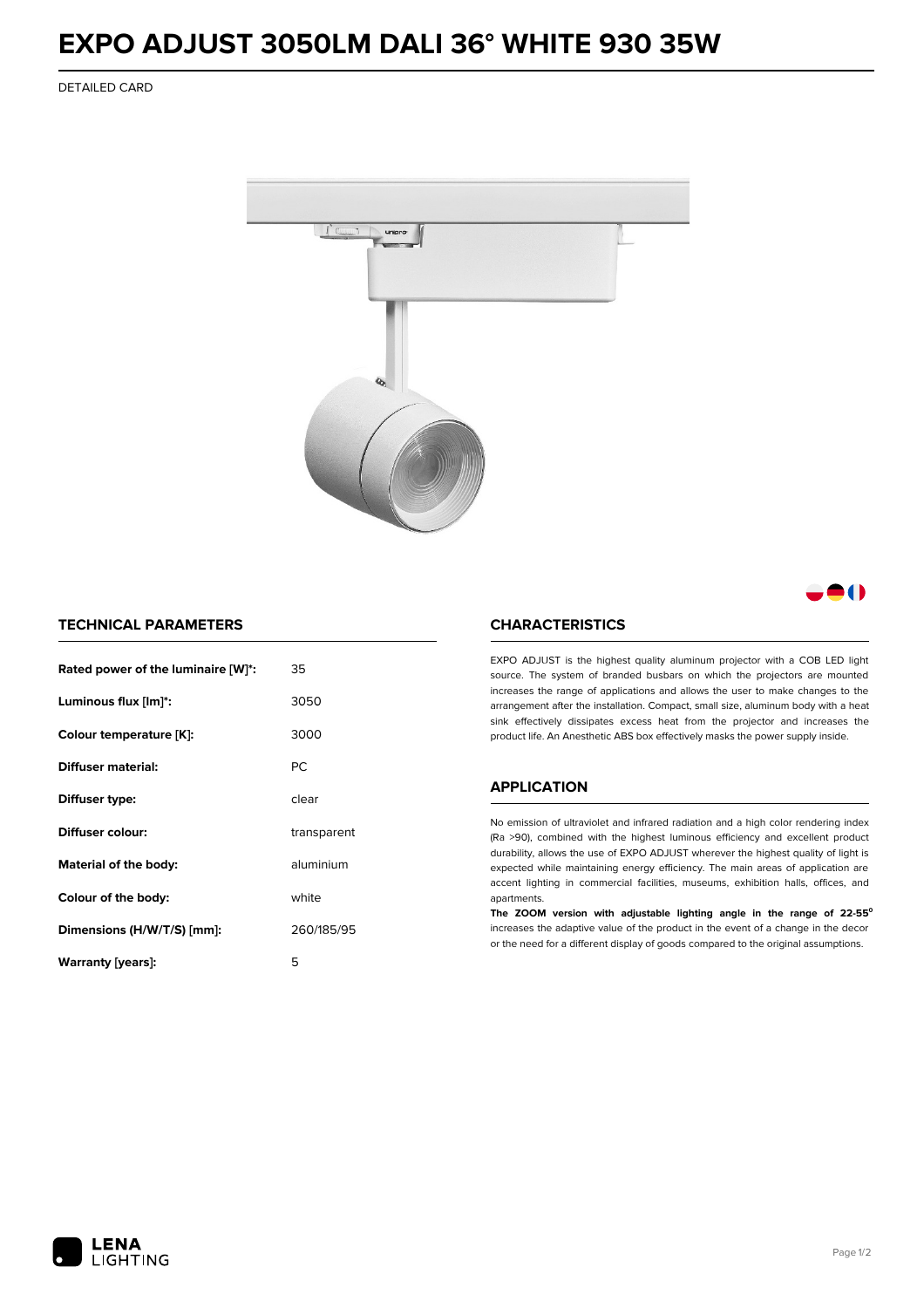# EXPO ADJUST 3050LM DALI 36° WHITE 930 35W

DETAILED CARD

## TECHNICAL PARAMETERS

| | |
|---|---|
| **Rated power of the luminaire [W]*:** | 35 |
| **Luminous flux [lm]*:** | 3050 |
| **Colour temperature [K]:** | 3000 |
| **Diffuser material:** | PC |
| **Diffuser type:** | clear |
| **Diffuser colour:** | transparent |
| **Material of the body:** | aluminium |
| **Colour of the body:** | white |
| **Dimensions (H/W/T/S) [mm]:** | 260/185/95 |
| **Warranty [years]:** | 5 |

## CHARACTERISTICS

EXPO ADJUST is the highest quality aluminum projector with a COB LED light source. The system of branded busbars on which the projectors are mounted increases the range of applications and allows the user to make changes to the arrangement after the installation. Compact, small size, aluminum body with a heat sink effectively dissipates excess heat from the projector and increases the product life. An Anesthetic ABS box effectively masks the power supply inside.

## APPLICATION

No emission of ultraviolet and infrared radiation and a high color rendering index (Ra >90), combined with the highest luminous efficiency and excellent product durability, allows the use of EXPO ADJUST wherever the highest quality of light is expected while maintaining energy efficiency. The main areas of application are accent lighting in commercial facilities, museums, exhibition halls, offices, and apartments.

**The ZOOM version with adjustable lighting angle in the range of 22-55°** increases the adaptive value of the product in the event of a change in the decor or the need for a different display of goods compared to the original assumptions.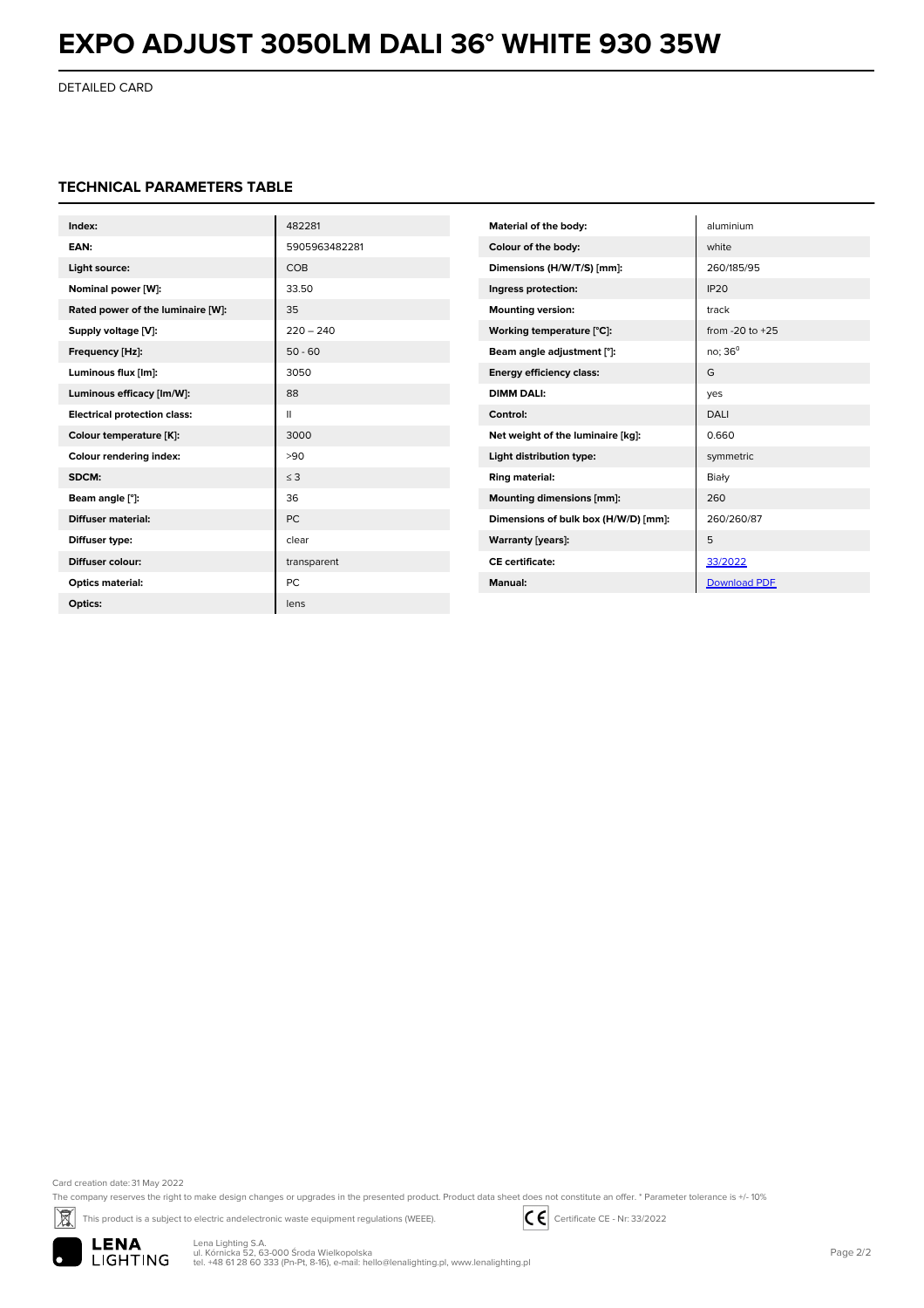# EXPO ADJUST 3050LM DALI 36° WHITE 930 35W

DETAILED CARD

### TECHNICAL PARAMETERS TABLE

| | |
|---|---|
| **Index:** | 482281 |
| **EAN:** | 5905963482281 |
| **Light source:** | COB |
| **Nominal power [W]:** | 33.50 |
| **Rated power of the luminaire [W]:** | 35 |
| **Supply voltage [V]:** | 220 – 240 |
| **Frequency [Hz]:** | 50 - 60 |
| **Luminous flux [lm]:** | 3050 |
| **Luminous efficacy [lm/W]:** | 88 |
| **Electrical protection class:** | II |
| **Colour temperature [K]:** | 3000 |
| **Colour rendering index:** | >90 |
| **SDCM:** | ≤ 3 |
| **Beam angle [°]:** | 36 |
| **Diffuser material:** | PC |
| **Diffuser type:** | clear |
| **Diffuser colour:** | transparent |
| **Optics material:** | PC |
| **Optics:** | lens |

| | |
|---|---|
| **Material of the body:** | aluminium |
| **Colour of the body:** | white |
| **Dimensions (H/W/T/S) [mm]:** | 260/185/95 |
| **Ingress protection:** | IP20 |
| **Mounting version:** | track |
| **Working temperature [°C]:** | from -20 to +25 |
| **Beam angle adjustment [°]:** | no; 36° |
| **Energy efficiency class:** | G |
| **DIMM DALI:** | yes |
| **Control:** | DALI |
| **Net weight of the luminaire [kg]:** | 0.660 |
| **Light distribution type:** | symmetric |
| **Ring material:** | Biały |
| **Mounting dimensions [mm]:** | 260 |
| **Dimensions of bulk box (H/W/D) [mm]:** | 260/260/87 |
| **Warranty [years]:** | 5 |
| **CE certificate:** | 33/2022 |
| **Manual:** | Download PDF |

Card creation date: 31 May 2022

The company reserves the right to make design changes or upgrades in the presented product. Product data sheet does not constitute an offer. * Parameter tolerance is +/- 10%

This product is a subject to electric andelectronic waste equipment regulations (WEEE).

Certificate CE - Nr: 33/2022

LENA LIGHTING

Lena Lighting S.A.
ul. Kórnicka 52, 63-000 Środa Wielkopolska
tel. +48 61 28 60 333 (Pn-Pt, 8-16), e-mail: hello@lenalighting.pl, www.lenalighting.pl